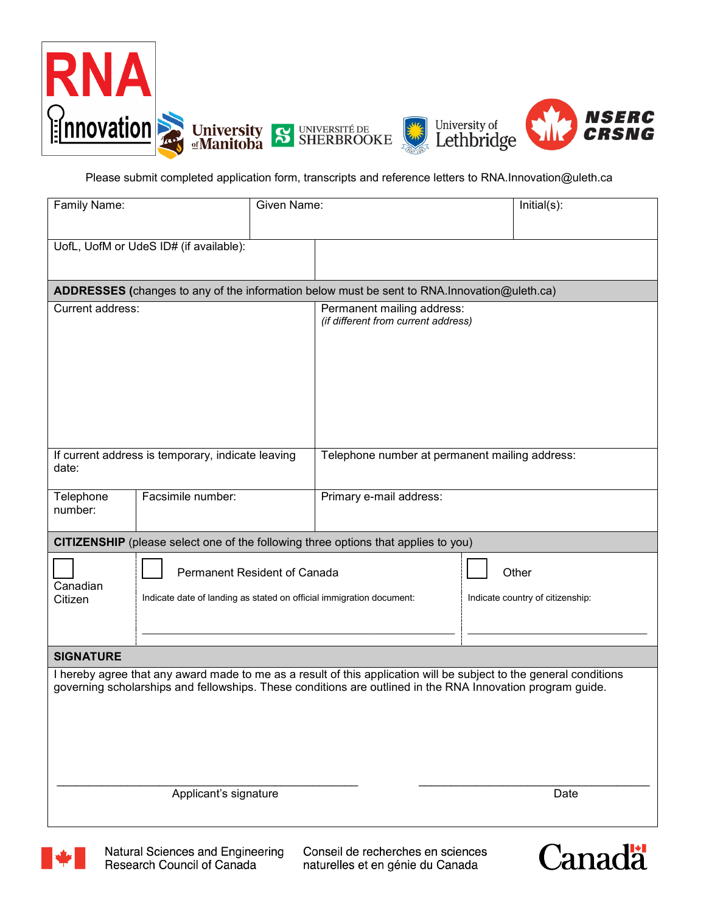RNA Innovation

University of Manitoba | Université de Sherbrooke | University of Lethbridge | NSERC CRSNG

Please submit completed application form, transcripts and reference letters to RNA.Innovation@uleth.ca

| Family Name: | Given Name: | Initial(s): |
|---|---|---|
| UofL, UofM or UdeS ID# (if available): | | |

**ADDRESSES (**changes to any of the information below must be sent to RNA.Innovation@uleth.ca)

| Current address: | | Permanent mailing address: *(if different from current address)* |
|---|---|---|
| If current address is temporary, indicate leaving date: | | Telephone number at permanent mailing address: |
| Telephone number: | Facsimile number: | Primary e-mail address: |

**CITIZENSHIP** (please select one of the following three options that applies to you)

| ☐ Canadian Citizen | ☐ Permanent Resident of Canada<br>Indicate date of landing as stated on official immigration document:<br>_______________ | ☐ Other<br>Indicate country of citizenship:<br>_______________ |
|---|---|---|

**SIGNATURE**

I hereby agree that any award made to me as a result of this application will be subject to the general conditions governing scholarships and fellowships. These conditions are outlined in the RNA Innovation program guide.

_______________________________ Applicant's signature

_______________________________ Date

Natural Sciences and Engineering Research Council of Canada | Conseil de recherches en sciences naturelles et en génie du Canada | Canada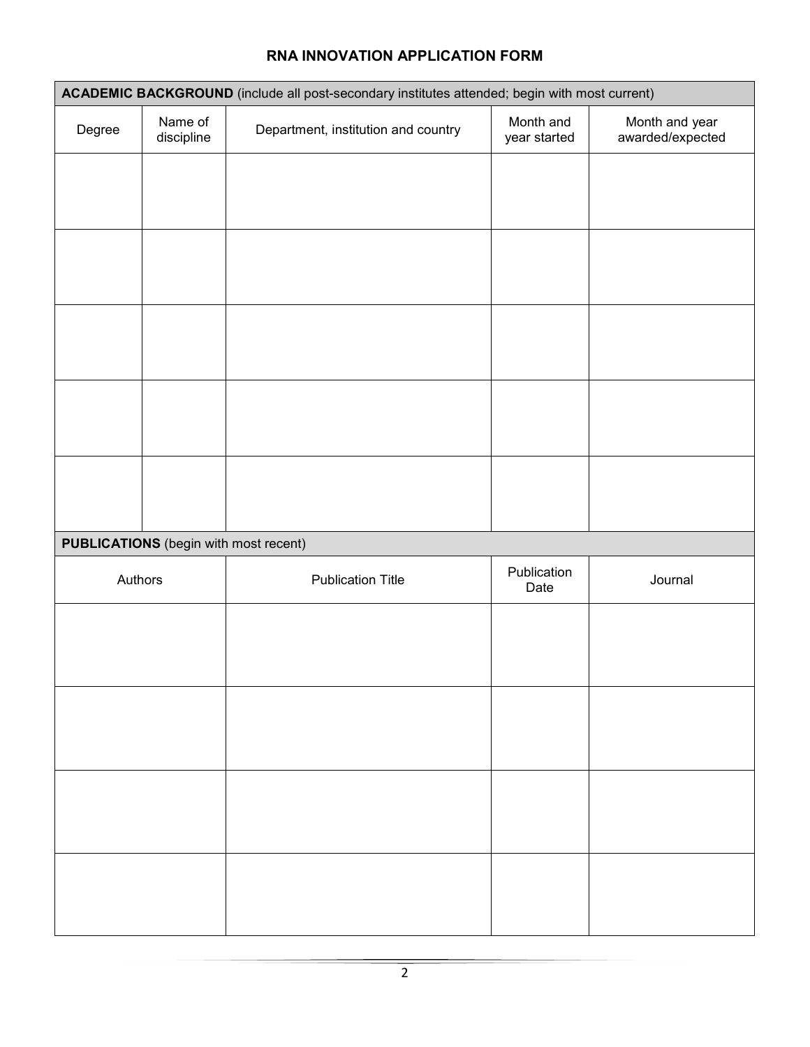## RNA INNOVATION APPLICATION FORM

**ACADEMIC BACKGROUND** (include all post-secondary institutes attended; begin with most current)

| Degree | Name of discipline | Department, institution and country | Month and year started | Month and year awarded/expected |
|---|---|---|---|---|
| | | | | |
| | | | | |
| | | | | |
| | | | | |
| | | | | |

**PUBLICATIONS** (begin with most recent)

| Authors | Publication Title | Publication Date | Journal |
|---|---|---|---|
| | | | |
| | | | |
| | | | |
| | | | |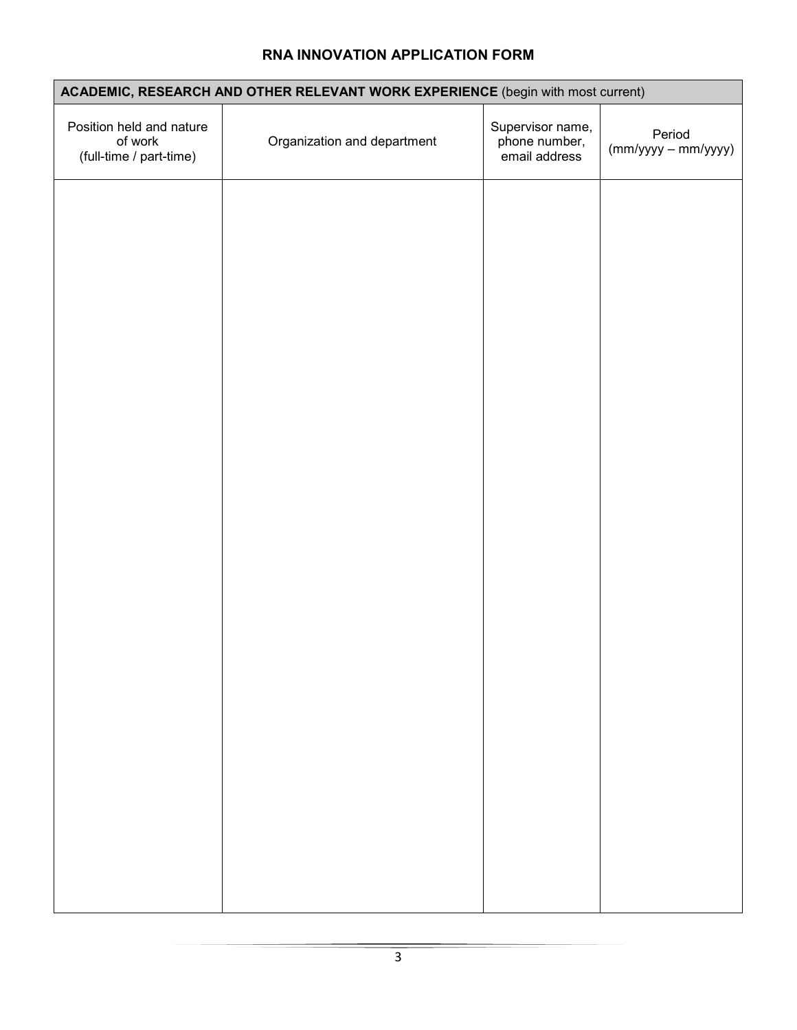# RNA INNOVATION APPLICATION FORM

| **ACADEMIC, RESEARCH AND OTHER RELEVANT WORK EXPERIENCE** (begin with most current) | | | |
|---|---|---|---|
| Position held and nature of work (full-time / part-time) | Organization and department | Supervisor name, phone number, email address | Period (mm/yyyy – mm/yyyy) |
| | | | |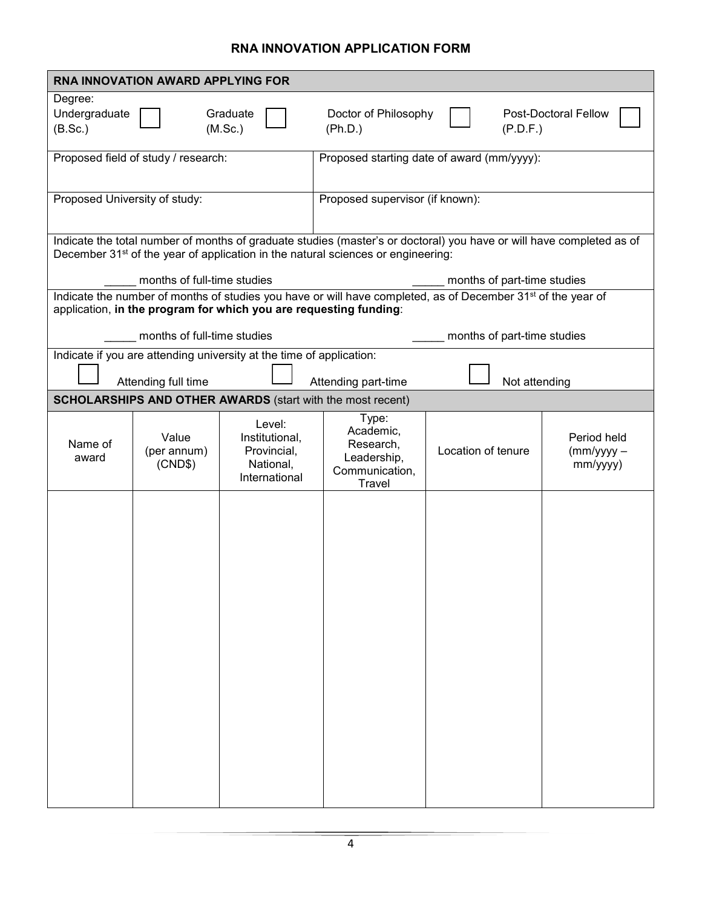# RNA INNOVATION APPLICATION FORM

## RNA INNOVATION AWARD APPLYING FOR

Degree:

☐ Undergraduate (B.Sc.)    ☐ Graduate (M.Sc.)    ☐ Doctor of Philosophy (Ph.D.)    ☐ Post-Doctoral Fellow (P.D.F.)

| Proposed field of study / research: | Proposed starting date of award (mm/yyyy): |
|---|---|
| Proposed University of study: | Proposed supervisor (if known): |

Indicate the total number of months of graduate studies (master's or doctoral) you have or will have completed as of December 31st of the year of application in the natural sciences or engineering:

_____ months of full-time studies    _____ months of part-time studies

Indicate the number of months of studies you have or will have completed, as of December 31st of the year of application, **in the program for which you are requesting funding**:

_____ months of full-time studies    _____ months of part-time studies

Indicate if you are attending university at the time of application:

☐ Attending full time    ☐ Attending part-time    ☐ Not attending

## SCHOLARSHIPS AND OTHER AWARDS (start with the most recent)

| Name of award | Value (per annum) (CND$) | Level: Institutional, Provincial, National, International | Type: Academic, Research, Leadership, Communication, Travel | Location of tenure | Period held (mm/yyyy – mm/yyyy) |
|---|---|---|---|---|---|
| | | | | | |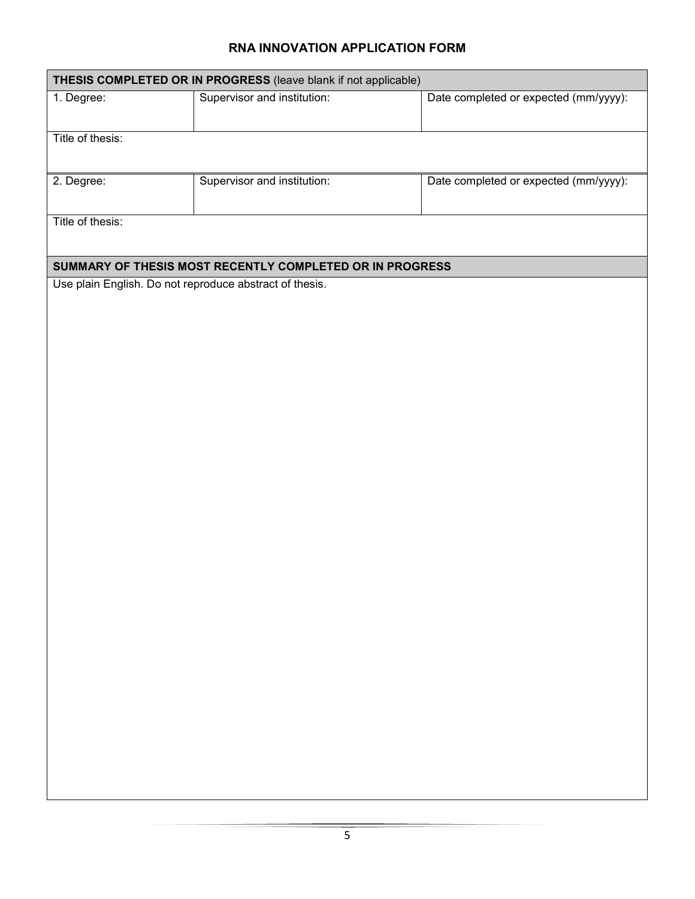# RNA INNOVATION APPLICATION FORM

| **THESIS COMPLETED OR IN PROGRESS** (leave blank if not applicable) | | |
|---|---|---|
| 1. Degree: | Supervisor and institution: | Date completed or expected (mm/yyyy): |
| Title of thesis: | | |
| 2. Degree: | Supervisor and institution: | Date completed or expected (mm/yyyy): |
| Title of thesis: | | |

| **SUMMARY OF THESIS MOST RECENTLY COMPLETED OR IN PROGRESS** |
|---|
| Use plain English. Do not reproduce abstract of thesis. |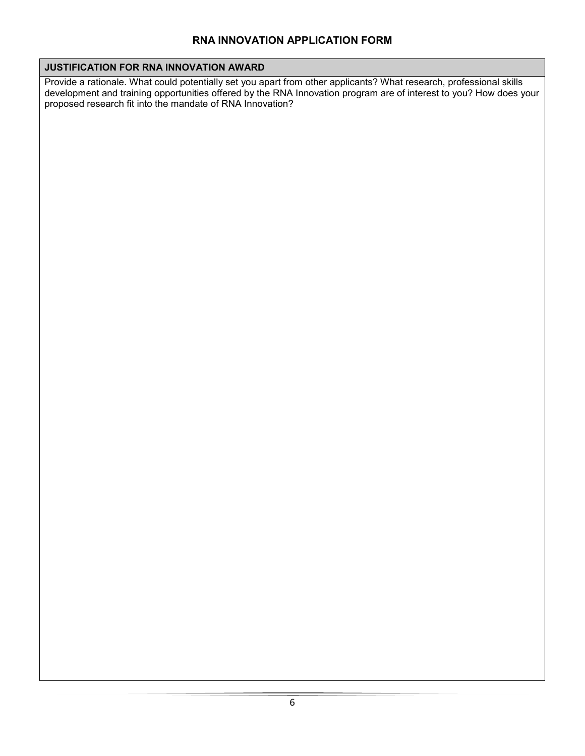# RNA INNOVATION APPLICATION FORM

| JUSTIFICATION FOR RNA INNOVATION AWARD |
| --- |
| Provide a rationale. What could potentially set you apart from other applicants? What research, professional skills development and training opportunities offered by the RNA Innovation program are of interest to you? How does your proposed research fit into the mandate of RNA Innovation? |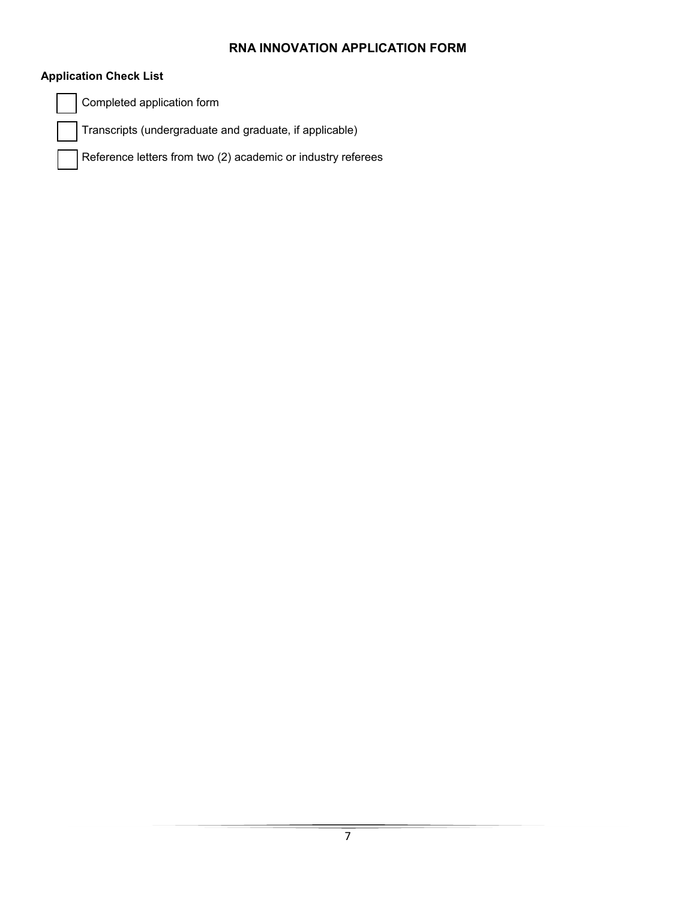# RNA INNOVATION APPLICATION FORM

**Application Check List**

- [ ] Completed application form
- [ ] Transcripts (undergraduate and graduate, if applicable)
- [ ] Reference letters from two (2) academic or industry referees